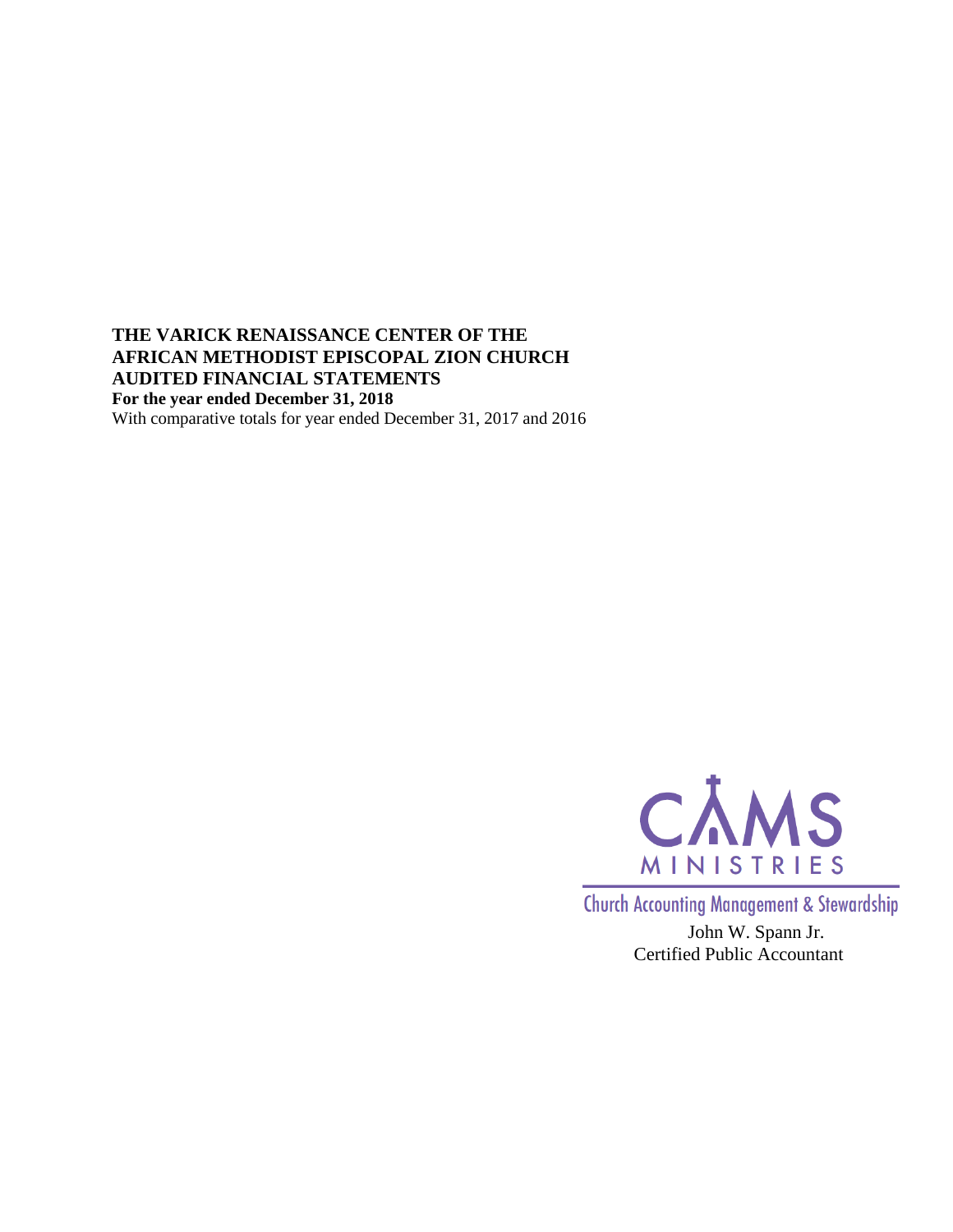**THE VARICK RENAISSANCE CENTER OF THE AFRICAN METHODIST EPISCOPAL ZION CHURCH AUDITED FINANCIAL STATEMENTS**

**For the year ended December 31, 2018**

With comparative totals for year ended December 31, 2017 and 2016

CAMS MINISTRIES

Church Accounting Management & Stewardship

John W. Spann Jr.
Certified Public Accountant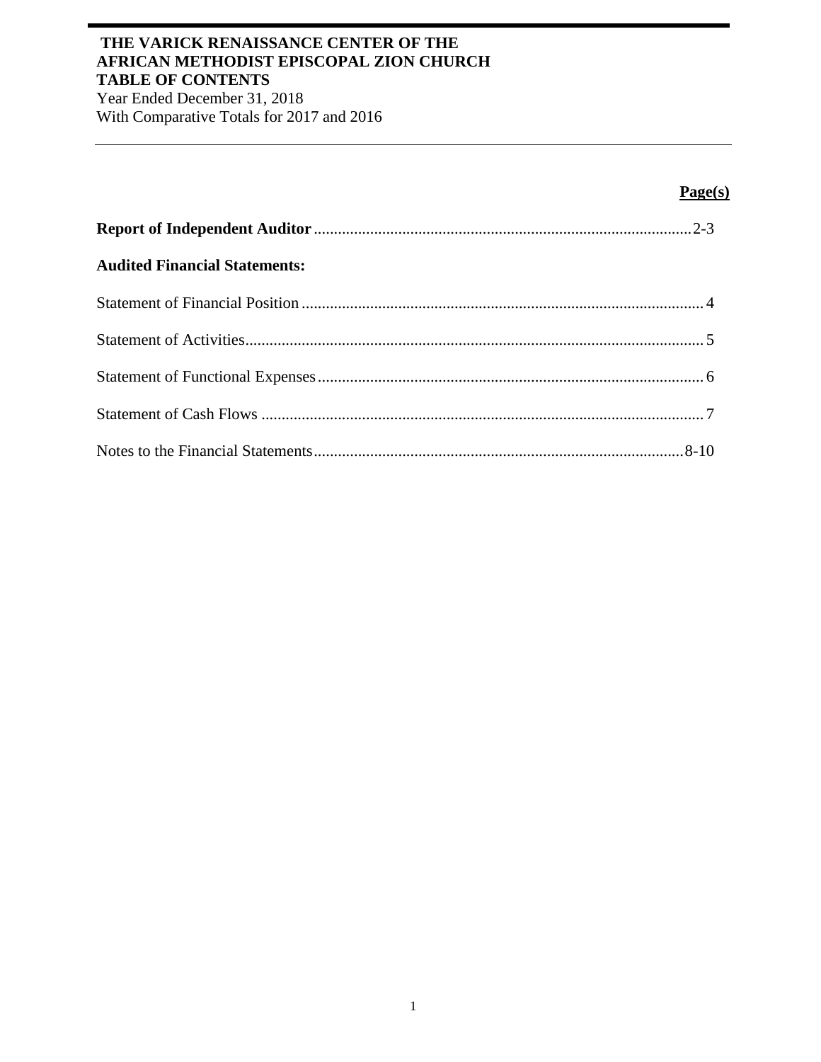**THE VARICK RENAISSANCE CENTER OF THE AFRICAN METHODIST EPISCOPAL ZION CHURCH**
**TABLE OF CONTENTS**
Year Ended December 31, 2018
With Comparative Totals for 2017 and 2016

| | **Page(s)** |
|---|---|
| **Report of Independent Auditor** | 2-3 |
| **Audited Financial Statements:** | |
| Statement of Financial Position | 4 |
| Statement of Activities | 5 |
| Statement of Functional Expenses | 6 |
| Statement of Cash Flows | 7 |
| Notes to the Financial Statements | 8-10 |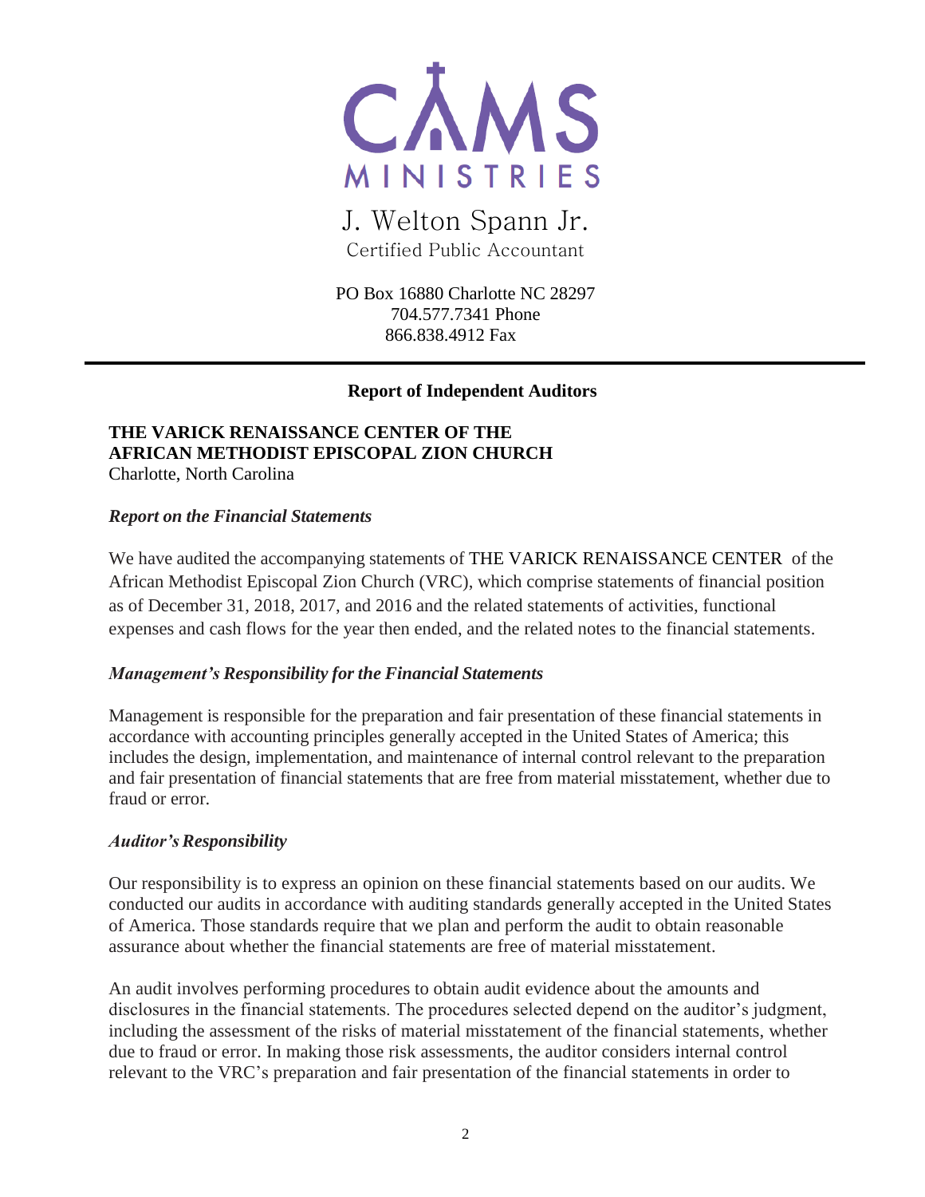CAMS MINISTRIES

J. Welton Spann Jr.
Certified Public Accountant

PO Box 16880 Charlotte NC 28297
704.577.7341 Phone
866.838.4912 Fax

---

## Report of Independent Auditors

**THE VARICK RENAISSANCE CENTER OF THE**
**AFRICAN METHODIST EPISCOPAL ZION CHURCH**
Charlotte, North Carolina

### *Report on the Financial Statements*

We have audited the accompanying statements of THE VARICK RENAISSANCE CENTER of the African Methodist Episcopal Zion Church (VRC), which comprise statements of financial position as of December 31, 2018, 2017, and 2016 and the related statements of activities, functional expenses and cash flows for the year then ended, and the related notes to the financial statements.

### *Management's Responsibility for the Financial Statements*

Management is responsible for the preparation and fair presentation of these financial statements in accordance with accounting principles generally accepted in the United States of America; this includes the design, implementation, and maintenance of internal control relevant to the preparation and fair presentation of financial statements that are free from material misstatement, whether due to fraud or error.

### *Auditor's Responsibility*

Our responsibility is to express an opinion on these financial statements based on our audits. We conducted our audits in accordance with auditing standards generally accepted in the United States of America. Those standards require that we plan and perform the audit to obtain reasonable assurance about whether the financial statements are free of material misstatement.

An audit involves performing procedures to obtain audit evidence about the amounts and disclosures in the financial statements. The procedures selected depend on the auditor's judgment, including the assessment of the risks of material misstatement of the financial statements, whether due to fraud or error. In making those risk assessments, the auditor considers internal control relevant to the VRC's preparation and fair presentation of the financial statements in order to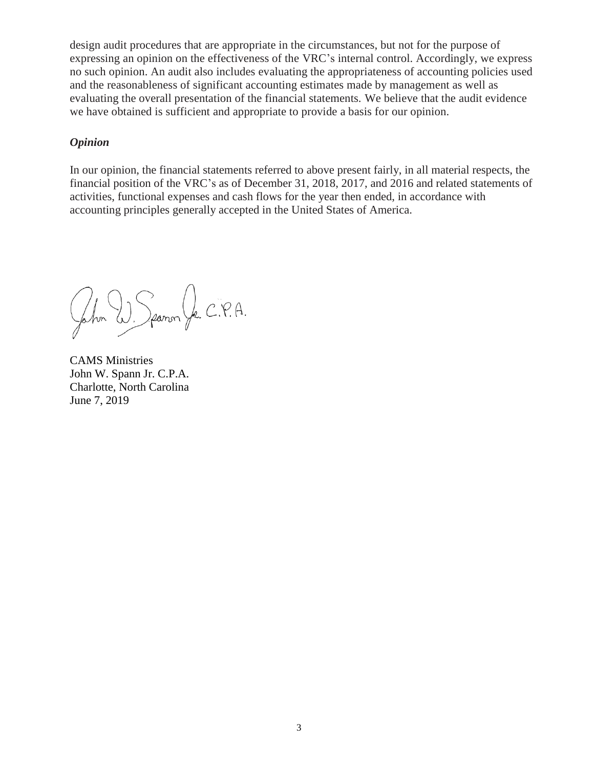design audit procedures that are appropriate in the circumstances, but not for the purpose of expressing an opinion on the effectiveness of the VRC's internal control. Accordingly, we express no such opinion. An audit also includes evaluating the appropriateness of accounting policies used and the reasonableness of significant accounting estimates made by management as well as evaluating the overall presentation of the financial statements. We believe that the audit evidence we have obtained is sufficient and appropriate to provide a basis for our opinion.

### *Opinion*

In our opinion, the financial statements referred to above present fairly, in all material respects, the financial position of the VRC's as of December 31, 2018, 2017, and 2016 and related statements of activities, functional expenses and cash flows for the year then ended, in accordance with accounting principles generally accepted in the United States of America.

John W. Spann Jr. C.P.A.

CAMS Ministries
John W. Spann Jr. C.P.A.
Charlotte, North Carolina
June 7, 2019